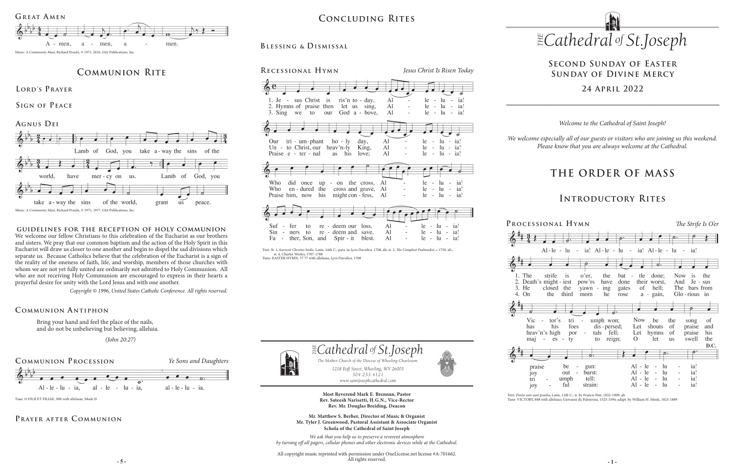## Great Amen

A - men, a - men, a - men.

Music: *A Community Mass*, Richard Proulx, © 1971, 2010, GIA Publications, Inc.

# Communion Rite

## Lord's Prayer

## Sign of Peace

## Agnus Dei

Lamb of God, you take a-way the sins of the world, have mer-cy on us. Lamb of God, you take a-way the sins of the world, grant us peace.

Music: *A Community Mass*, Richard Proulx, © 1971, 1977, GIA Publications, Inc.

### Guidelines for the Reception of Holy Communion

We welcome our fellow Christians to this celebration of the Eucharist as our brothers and sisters. We pray that our common baptism and the action of the Holy Spirit in this Eucharist will draw us closer to one another and begin to dispel the sad divisions which separate us. Because Catholics believe that the celebration of the Eucharist is a sign of the reality of the oneness of faith, life, and worship, members of those churches with whom we are not yet fully united are ordinarily not admitted to Holy Communion. All who are not receiving Holy Communion are encouraged to express in their hearts a prayerful desire for unity with the Lord Jesus and with one another.

*Copyright © 1996, United States Catholic Conference. All rights reserved.*

## Communion Antiphon

Bring your hand and feel the place of the nails,
and do not be unbelieving but believing, alleluia.

*(John 20:27)*

## Communion Procession

*Ye Sons and Daughters*

Al - le - lu - ia, al - le - lu - ia, al - le - lu - ia.

Tune: O FILII ET FILIAE, 888 with alleluias; Mode II

## Prayer after Communion

# Concluding Rites

## Blessing & Dismissal

## Recessional Hymn

*Jesus Christ Is Risen Today*

1. Jesus Christ is ris'n to-day, Alleluia!
Our triumphant holy day, Alleluia!
Who did once upon the cross, Alleluia!
Suffer to redeem our loss. Alleluia!

2. Hymns of praise then let us sing, Alleluia!
Unto Christ, our heav'nly King, Alleluia!
Who endured the cross and grave, Alleluia!
Sinners to redeem and save. Alleluia!

3. Sing we to our God above, Alleluia!
Praise eternal as his love; Alleluia!
Praise him, now his might confess, Alleluia!
Father, Son, and Spirit blest. Alleluia!

Text: St. 1, *Surrexit Christus hodie*, Latin, 14th C.; para. in *Lyra Davidica*, 1708, alt; st. 2, *The Compleat Psalmodist*, c.1750, alt.; st. 4, Charles Wesley, 1707-1788
Tune: EASTER HYMN, 77 77 with alleluias; *Lyra Davidica*, 1708

*THE Cathedral of St. Joseph*

*The Mother Church of the Diocese of Wheeling-Charleston*

*1218 Eoff Street, Wheeling, WV 26003*
*304.233.4121*
*www.saintjosephcathedral.com*

**Most Reverend Mark E. Brennan, Pastor**
**Rev. Sateesh Narisetti, H.G.N., Vice-Rector**
**Rev. Mr. Douglas Breiding, Deacon**

**Mr. Matthew S. Berher, Director of Music & Organist**
**Mr. Tyler J. Greenwood, Pastoral Assistant & Associate Organist**
**Schola of the Cathedral of Saint Joseph**

*We ask that you help us to preserve a reverent atmosphere by turning off all pagers, cellular phones and other electronic devices while at the Cathedral.*

All copyright music reprinted with permission under OneLicense.net license #A-701662. All rights reserved.

# THE Cathedral of St. Joseph

## Second Sunday of Easter
## Sunday of Divine Mercy

## 24 April 2022

*Welcome to the Cathedral of Saint Joseph!*

*We welcome especially all of our guests or visitors who are joining us this weekend. Please know that you are always welcome at the Cathedral.*

# The Order of Mass

# Introductory Rites

## Processional Hymn

*The Strife Is O'er*

Al-le-lu-ia! Al-le-lu-ia! Al-le-lu-ia!

1. The strife is o'er, the battle done; Now is the Victor's triumph won; Now be the song of praise begun: Alleluia!
2. Death's mightiest pow'rs have done their worst, And Jesus has his foes dispersed; Let shouts of praise and joy outburst: Alleluia!
3. He closed the yawning gates of hell; The bars from heav'n's high portals fell; Let hymns of praise his triumph tell: Alleluia!
4. On the third morn he rose again, Glorious in majesty to reign; O let us swell the joyful strain: Alleluia!

D.C.

Text: *Finita iam sunt praelia*, Latin, 12th C.; tr. by Francis Pott, 1832-1909, alt.
Tune: VICTORY, 888 with alleluias; Giovanni da Palestrina, 1525-1594; adapt. by William H. Monk, 1823-1889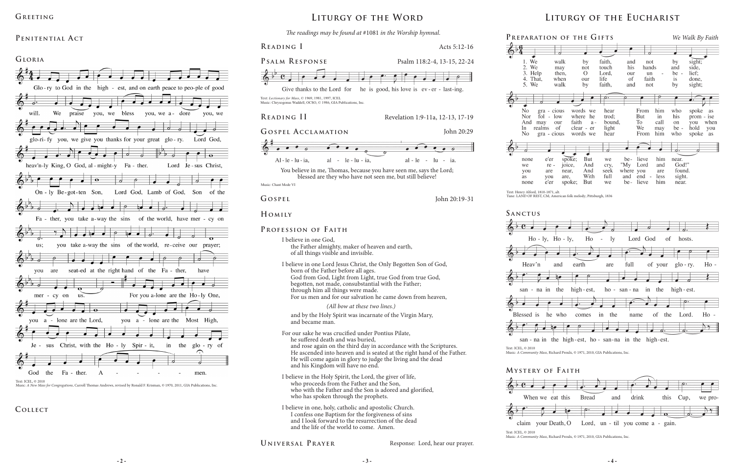## Greeting

## Penitential Act

## Gloria

Glo-ry to God in the high-est, and on earth peace to peo-ple of good will. We praise you, we bless you, we a-dore you, we glo-ri-fy you, we give you thanks for your great glo-ry. Lord God, heav'n-ly King, O God, al-might-y Fa-ther. Lord Je-sus Christ, On-ly Be-got-ten Son, Lord God, Lamb of God, Son of the Fa-ther, you take a-way the sins of the world, have mer-cy on us; you take a-way the sins of the world, re-ceive our prayer; you are seat-ed at the right hand of the Fa-ther, have mer-cy on us. For you a-lone are the Ho-ly One, you a-lone are the Lord, you a-lone are the Most High, Je-sus Christ, with the Ho-ly Spir-it, in the glo-ry of God the Fa-ther. A-men.

Text: ICEL, © 2010
Music: *A New Mass for Congregations*, Carroll Thomas Andrews, revised by Ronald F. Krisman, © 1970, 2011, GIA Publications, Inc.

## Collect

# Liturgy of the Word

*The readings may be found at #1081 in the Worship hymnal.*

## Reading I
Acts 5:12-16

## Psalm Response
Psalm 118:2-4, 13-15, 22-24

Give thanks to the Lord for he is good, his love is ev-er-last-ing.

Text: *Lectionary for Mass*, © 1969, 1981, 1997, ICEL
Music: Chrysogonus Waddell, OCSO, © 1986, GIA Publications, Inc.

## Reading II
Revelation 1:9-11a, 12-13, 17-19

## Gospel Acclamation
John 20:29

Al-le-lu-ia, al-le-lu-ia, al-le-lu-ia.

You believe in me, Thomas, because you have seen me, says the Lord;
blessed are they who have not seen me, but still believe!

Music: Chant Mode VI

## Gospel
John 20:19-31

## Homily

## Profession of Faith

I believe in one God,
the Father almighty, maker of heaven and earth,
of all things visible and invisible.

I believe in one Lord Jesus Christ, the Only Begotten Son of God,
born of the Father before all ages.
God from God, Light from Light, true God from true God,
begotten, not made, consubstantial with the Father;
through him all things were made.
For us men and for our salvation he came down from heaven,

*(All bow at these two lines.)*

and by the Holy Spirit was incarnate of the Virgin Mary,
and became man.

For our sake he was crucified under Pontius Pilate,
he suffered death and was buried,
and rose again on the third day in accordance with the Scriptures.
He ascended into heaven and is seated at the right hand of the Father.
He will come again in glory to judge the living and the dead
and his Kingdom will have no end.

I believe in the Holy Spirit, the Lord, the giver of life,
who proceeds from the Father and the Son,
who with the Father and the Son is adored and glorified,
who has spoken through the prophets.

I believe in one, holy, catholic and apostolic Church.
I confess one Baptism for the forgiveness of sins
and I look forward to the resurrection of the dead
and the life of the world to come. Amen.

## Universal Prayer
Response: Lord, hear our prayer.

# Liturgy of the Eucharist

## Preparation of the Gifts
*We Walk By Faith*

1. We walk by faith, and not by sight; No gra-cious words we hear From him who spoke as none e'er spoke; But we be-lieve him near.
2. We may not touch his hands and side, Nor fol-low where he trod; But in his prom-ise we re-joice, And cry, "My Lord and God!"
3. Help then, O Lord, our un-be-lief; And may our faith a-bound, To call on you when you are near, And seek where you are found.
4. That, when our life of faith is done, In realms of clear-er light We may be-hold you as you are, With full and end-less sight.
5. We walk by faith, and not by sight; No gra-cious words we hear From him who spoke as none e'er spoke; But we be-lieve him near.

Text: Henry Alford, 1810-1871, alt.
Tune: LAND OF REST, CM; American folk melody; Pittsburgh, 1836

## Sanctus

Ho-ly, Ho-ly, Ho-ly Lord God of hosts. Heav'n and earth are full of your glo-ry. Ho-san-na in the high-est, ho-san-na in the high-est. Blessed is he who comes in the name of the Lord. Ho-san-na in the high-est, ho-san-na in the high-est.

Text: ICEL, © 2010
Music: *A Community Mass*, Richard Proulx, © 1971, 2010, GIA Publications, Inc.

## Mystery of Faith

When we eat this Bread and drink this Cup, we pro-claim your Death, O Lord, un-til you come a-gain.

Text: ICEL, © 2010
Music: *A Community Mass*, Richard Proulx, © 1971, 2010, GIA Publications, Inc.